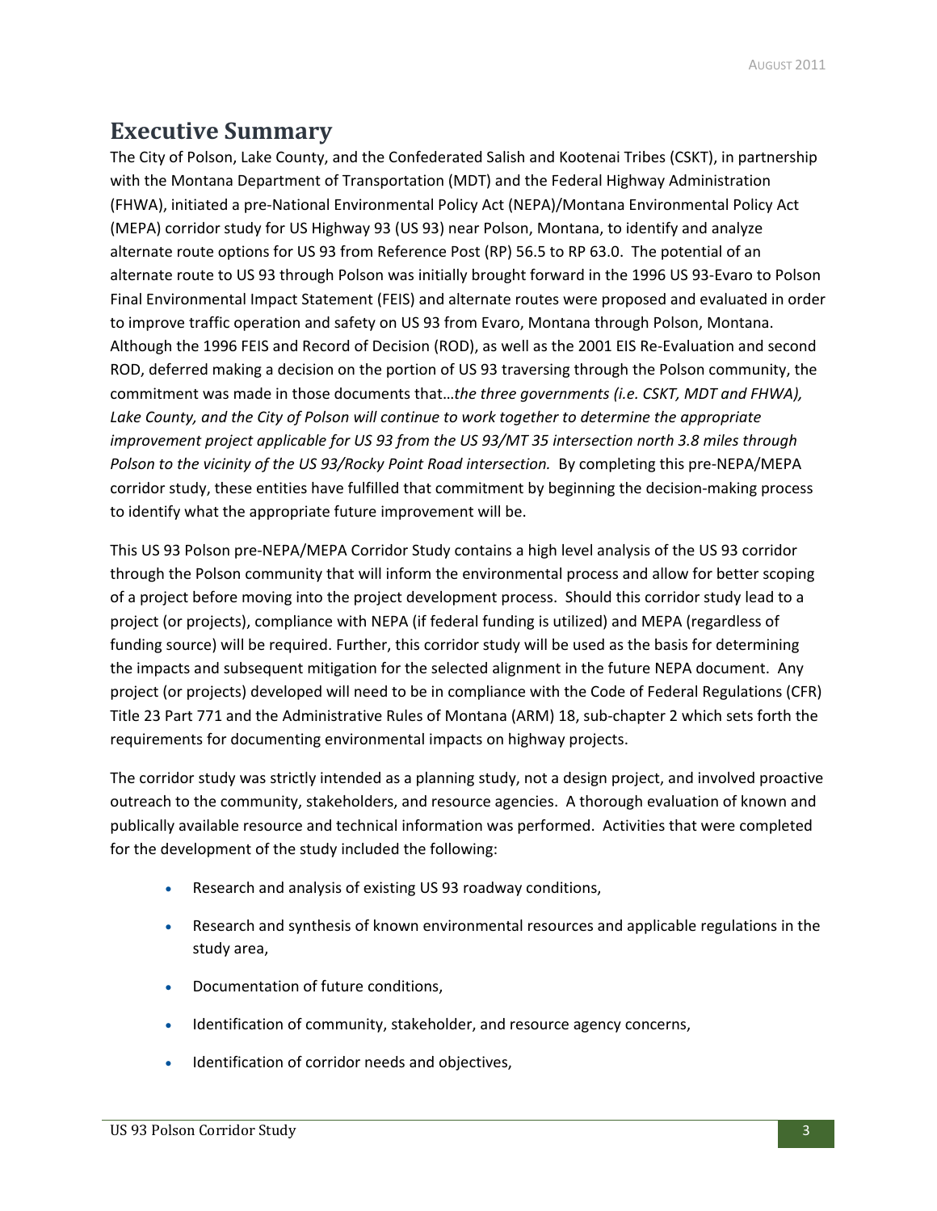# Executive Summary

The City of Polson, Lake County, and the Confederated Salish and Kootenai Tribes (CSKT), in partnership with the Montana Department of Transportation (MDT) and the Federal Highway Administration (FHWA), initiated a pre-National Environmental Policy Act (NEPA)/Montana Environmental Policy Act (MEPA) corridor study for US Highway 93 (US 93) near Polson, Montana, to identify and analyze alternate route options for US 93 from Reference Post (RP) 56.5 to RP 63.0. The potential of an alternate route to US 93 through Polson was initially brought forward in the 1996 US 93-Evaro to Polson Final Environmental Impact Statement (FEIS) and alternate routes were proposed and evaluated in order to improve traffic operation and safety on US 93 from Evaro, Montana through Polson, Montana. Although the 1996 FEIS and Record of Decision (ROD), as well as the 2001 EIS Re-Evaluation and second ROD, deferred making a decision on the portion of US 93 traversing through the Polson community, the commitment was made in those documents that…*the three governments (i.e. CSKT, MDT and FHWA), Lake County, and the City of Polson will continue to work together to determine the appropriate improvement project applicable for US 93 from the US 93/MT 35 intersection north 3.8 miles through Polson to the vicinity of the US 93/Rocky Point Road intersection.* By completing this pre-NEPA/MEPA corridor study, these entities have fulfilled that commitment by beginning the decision-making process to identify what the appropriate future improvement will be.

This US 93 Polson pre-NEPA/MEPA Corridor Study contains a high level analysis of the US 93 corridor through the Polson community that will inform the environmental process and allow for better scoping of a project before moving into the project development process. Should this corridor study lead to a project (or projects), compliance with NEPA (if federal funding is utilized) and MEPA (regardless of funding source) will be required. Further, this corridor study will be used as the basis for determining the impacts and subsequent mitigation for the selected alignment in the future NEPA document. Any project (or projects) developed will need to be in compliance with the Code of Federal Regulations (CFR) Title 23 Part 771 and the Administrative Rules of Montana (ARM) 18, sub-chapter 2 which sets forth the requirements for documenting environmental impacts on highway projects.

The corridor study was strictly intended as a planning study, not a design project, and involved proactive outreach to the community, stakeholders, and resource agencies. A thorough evaluation of known and publically available resource and technical information was performed. Activities that were completed for the development of the study included the following:

- Research and analysis of existing US 93 roadway conditions,
- Research and synthesis of known environmental resources and applicable regulations in the study area,
- Documentation of future conditions,
- Identification of community, stakeholder, and resource agency concerns,
- Identification of corridor needs and objectives,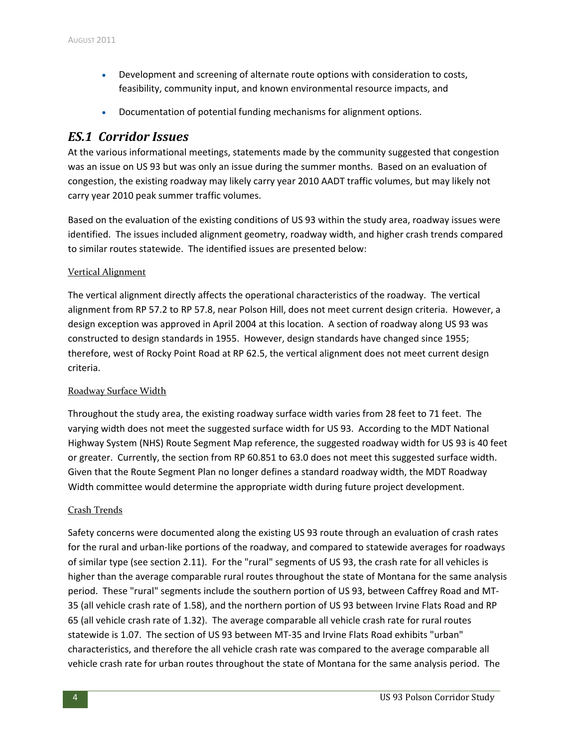- Development and screening of alternate route options with consideration to costs, feasibility, community input, and known environmental resource impacts, and
- Documentation of potential funding mechanisms for alignment options.

## *ES.1 Corridor Issues*

At the various informational meetings, statements made by the community suggested that congestion was an issue on US 93 but was only an issue during the summer months. Based on an evaluation of congestion, the existing roadway may likely carry year 2010 AADT traffic volumes, but may likely not carry year 2010 peak summer traffic volumes.

Based on the evaluation of the existing conditions of US 93 within the study area, roadway issues were identified. The issues included alignment geometry, roadway width, and higher crash trends compared to similar routes statewide. The identified issues are presented below:

### Vertical Alignment

The vertical alignment directly affects the operational characteristics of the roadway. The vertical alignment from RP 57.2 to RP 57.8, near Polson Hill, does not meet current design criteria. However, a design exception was approved in April 2004 at this location. A section of roadway along US 93 was constructed to design standards in 1955. However, design standards have changed since 1955; therefore, west of Rocky Point Road at RP 62.5, the vertical alignment does not meet current design criteria.

### Roadway Surface Width

Throughout the study area, the existing roadway surface width varies from 28 feet to 71 feet. The varying width does not meet the suggested surface width for US 93. According to the MDT National Highway System (NHS) Route Segment Map reference, the suggested roadway width for US 93 is 40 feet or greater. Currently, the section from RP 60.851 to 63.0 does not meet this suggested surface width. Given that the Route Segment Plan no longer defines a standard roadway width, the MDT Roadway Width committee would determine the appropriate width during future project development.

### Crash Trends

Safety concerns were documented along the existing US 93 route through an evaluation of crash rates for the rural and urban-like portions of the roadway, and compared to statewide averages for roadways of similar type (see section 2.11). For the "rural" segments of US 93, the crash rate for all vehicles is higher than the average comparable rural routes throughout the state of Montana for the same analysis period. These "rural" segments include the southern portion of US 93, between Caffrey Road and MT-35 (all vehicle crash rate of 1.58), and the northern portion of US 93 between Irvine Flats Road and RP 65 (all vehicle crash rate of 1.32). The average comparable all vehicle crash rate for rural routes statewide is 1.07. The section of US 93 between MT-35 and Irvine Flats Road exhibits "urban" characteristics, and therefore the all vehicle crash rate was compared to the average comparable all vehicle crash rate for urban routes throughout the state of Montana for the same analysis period. The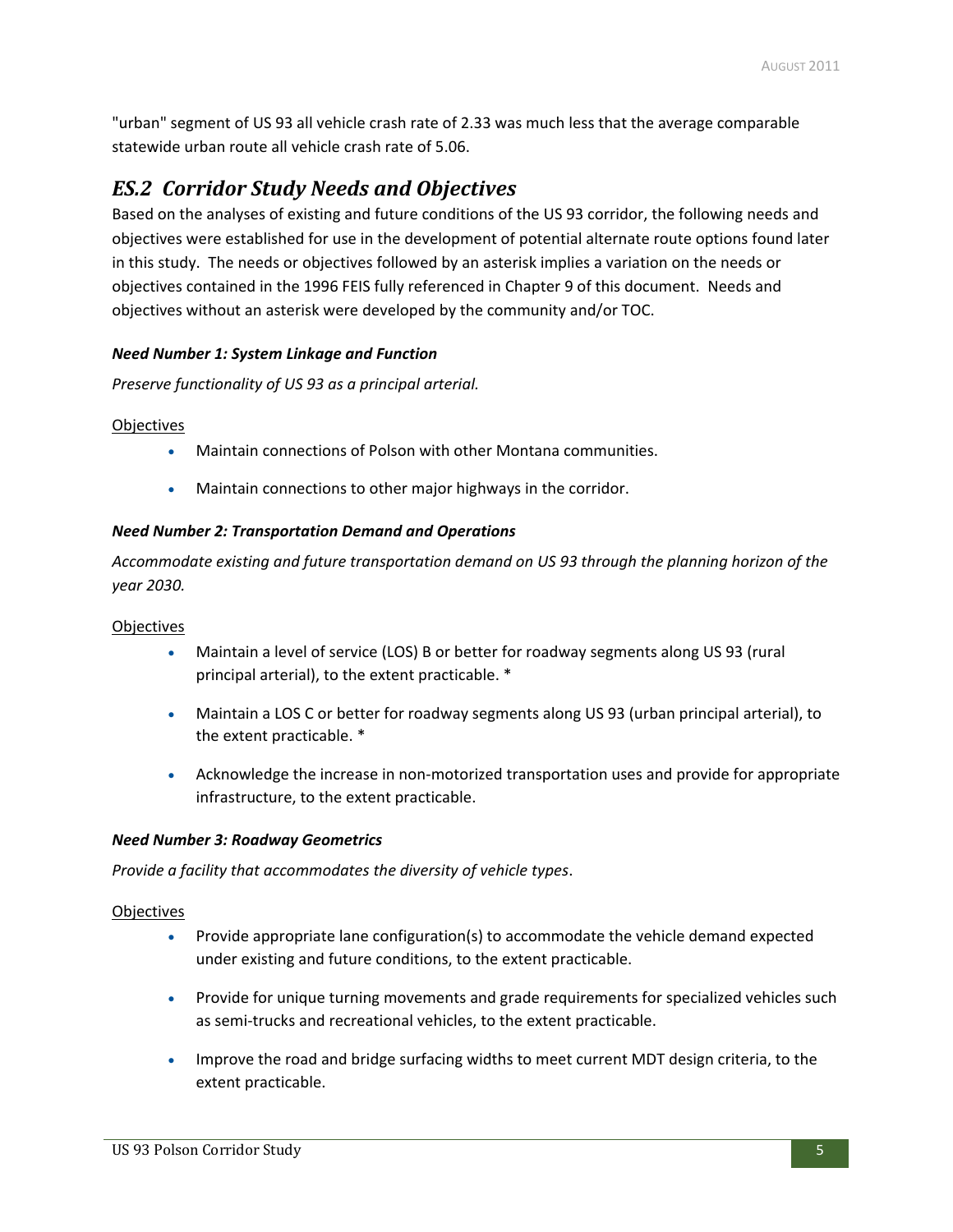"urban" segment of US 93 all vehicle crash rate of 2.33 was much less that the average comparable statewide urban route all vehicle crash rate of 5.06.

## *ES.2 Corridor Study Needs and Objectives*

Based on the analyses of existing and future conditions of the US 93 corridor, the following needs and objectives were established for use in the development of potential alternate route options found later in this study. The needs or objectives followed by an asterisk implies a variation on the needs or objectives contained in the 1996 FEIS fully referenced in Chapter 9 of this document. Needs and objectives without an asterisk were developed by the community and/or TOC.

***Need Number 1: System Linkage and Function***

*Preserve functionality of US 93 as a principal arterial.*

<u>Objectives</u>

- Maintain connections of Polson with other Montana communities.
- Maintain connections to other major highways in the corridor.

***Need Number 2: Transportation Demand and Operations***

*Accommodate existing and future transportation demand on US 93 through the planning horizon of the year 2030.*

<u>Objectives</u>

- Maintain a level of service (LOS) B or better for roadway segments along US 93 (rural principal arterial), to the extent practicable. *
- Maintain a LOS C or better for roadway segments along US 93 (urban principal arterial), to the extent practicable. *
- Acknowledge the increase in non-motorized transportation uses and provide for appropriate infrastructure, to the extent practicable.

***Need Number 3: Roadway Geometrics***

*Provide a facility that accommodates the diversity of vehicle types*.

<u>Objectives</u>

- Provide appropriate lane configuration(s) to accommodate the vehicle demand expected under existing and future conditions, to the extent practicable.
- Provide for unique turning movements and grade requirements for specialized vehicles such as semi-trucks and recreational vehicles, to the extent practicable.
- Improve the road and bridge surfacing widths to meet current MDT design criteria, to the extent practicable.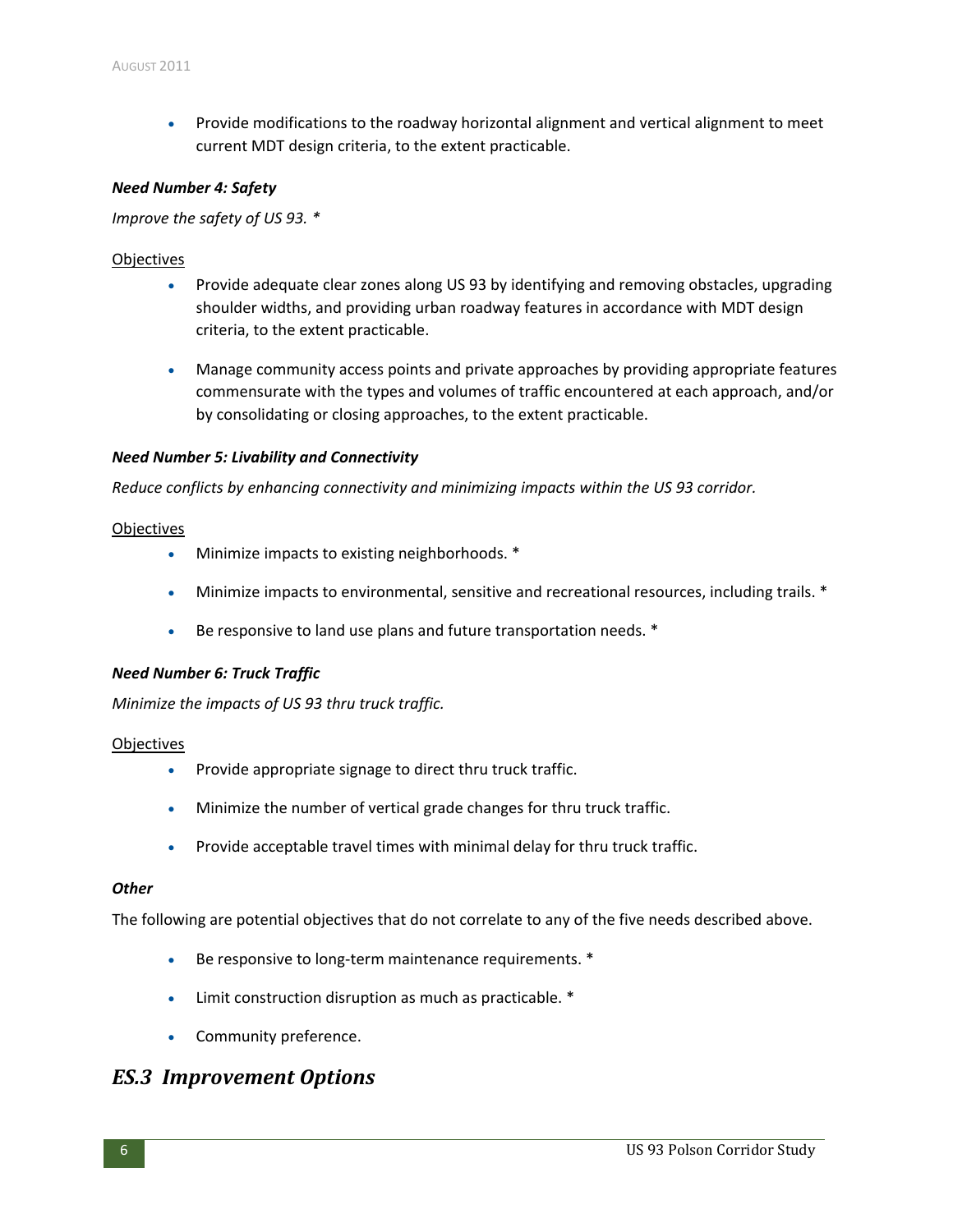- Provide modifications to the roadway horizontal alignment and vertical alignment to meet current MDT design criteria, to the extent practicable.

***Need Number 4: Safety***

*Improve the safety of US 93. **

Objectives

- Provide adequate clear zones along US 93 by identifying and removing obstacles, upgrading shoulder widths, and providing urban roadway features in accordance with MDT design criteria, to the extent practicable.

- Manage community access points and private approaches by providing appropriate features commensurate with the types and volumes of traffic encountered at each approach, and/or by consolidating or closing approaches, to the extent practicable.

***Need Number 5: Livability and Connectivity***

*Reduce conflicts by enhancing connectivity and minimizing impacts within the US 93 corridor.*

Objectives

- Minimize impacts to existing neighborhoods. *

- Minimize impacts to environmental, sensitive and recreational resources, including trails. *

- Be responsive to land use plans and future transportation needs. *

***Need Number 6: Truck Traffic***

*Minimize the impacts of US 93 thru truck traffic.*

Objectives

- Provide appropriate signage to direct thru truck traffic.

- Minimize the number of vertical grade changes for thru truck traffic.

- Provide acceptable travel times with minimal delay for thru truck traffic.

***Other***

The following are potential objectives that do not correlate to any of the five needs described above.

- Be responsive to long-term maintenance requirements. *

- Limit construction disruption as much as practicable. *

- Community preference.

## *ES.3 Improvement Options*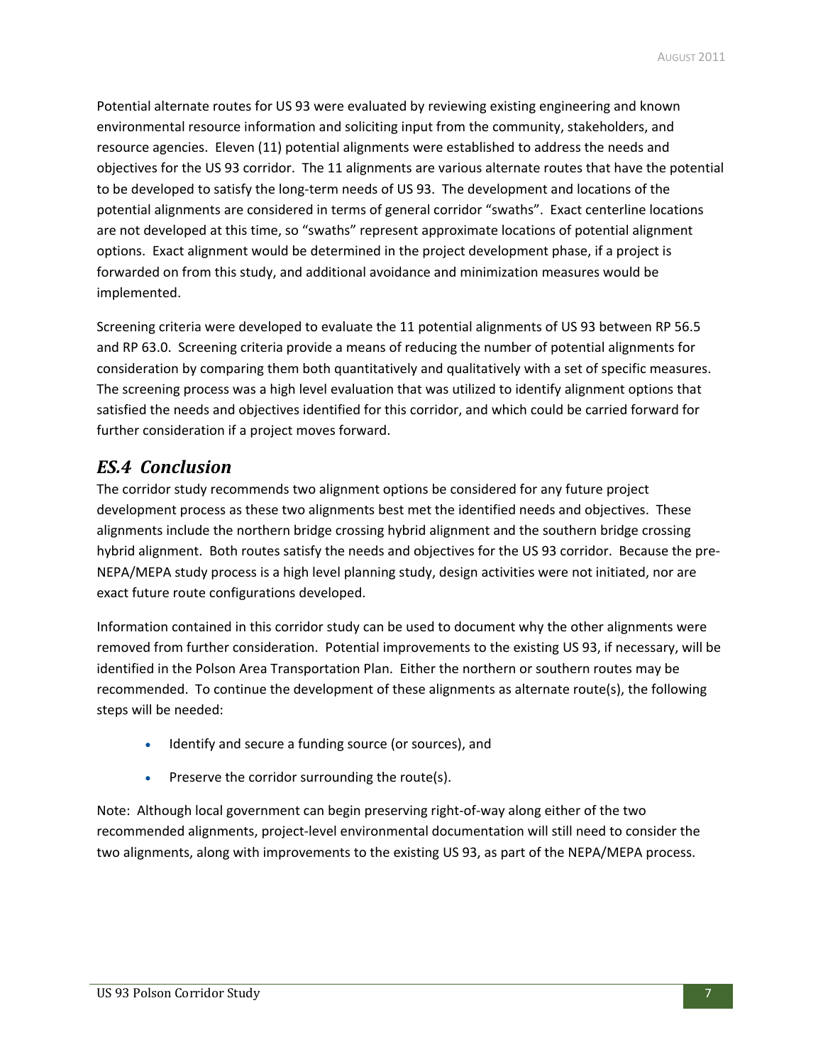Potential alternate routes for US 93 were evaluated by reviewing existing engineering and known environmental resource information and soliciting input from the community, stakeholders, and resource agencies. Eleven (11) potential alignments were established to address the needs and objectives for the US 93 corridor. The 11 alignments are various alternate routes that have the potential to be developed to satisfy the long-term needs of US 93. The development and locations of the potential alignments are considered in terms of general corridor "swaths". Exact centerline locations are not developed at this time, so "swaths" represent approximate locations of potential alignment options. Exact alignment would be determined in the project development phase, if a project is forwarded on from this study, and additional avoidance and minimization measures would be implemented.

Screening criteria were developed to evaluate the 11 potential alignments of US 93 between RP 56.5 and RP 63.0. Screening criteria provide a means of reducing the number of potential alignments for consideration by comparing them both quantitatively and qualitatively with a set of specific measures. The screening process was a high level evaluation that was utilized to identify alignment options that satisfied the needs and objectives identified for this corridor, and which could be carried forward for further consideration if a project moves forward.

## *ES.4 Conclusion*

The corridor study recommends two alignment options be considered for any future project development process as these two alignments best met the identified needs and objectives. These alignments include the northern bridge crossing hybrid alignment and the southern bridge crossing hybrid alignment. Both routes satisfy the needs and objectives for the US 93 corridor. Because the pre-NEPA/MEPA study process is a high level planning study, design activities were not initiated, nor are exact future route configurations developed.

Information contained in this corridor study can be used to document why the other alignments were removed from further consideration. Potential improvements to the existing US 93, if necessary, will be identified in the Polson Area Transportation Plan. Either the northern or southern routes may be recommended. To continue the development of these alignments as alternate route(s), the following steps will be needed:

- Identify and secure a funding source (or sources), and
- Preserve the corridor surrounding the route(s).

Note: Although local government can begin preserving right-of-way along either of the two recommended alignments, project-level environmental documentation will still need to consider the two alignments, along with improvements to the existing US 93, as part of the NEPA/MEPA process.